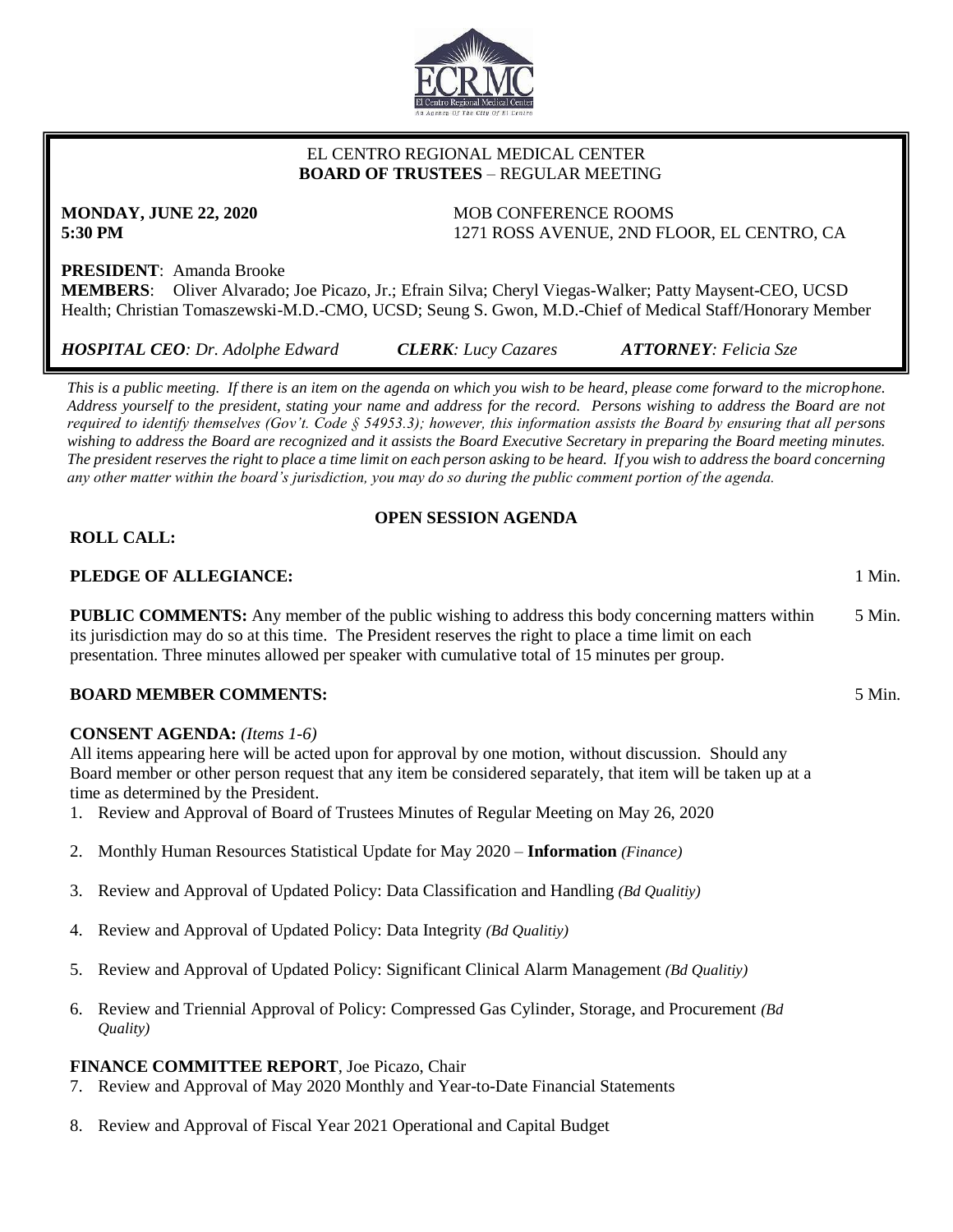EL CENTRO REGIONAL MEDICAL CENTER
**BOARD OF TRUSTEES** – REGULAR MEETING

**MONDAY, JUNE 22, 2020**
**5:30 PM**

MOB CONFERENCE ROOMS
1271 ROSS AVENUE, 2ND FLOOR, EL CENTRO, CA

**PRESIDENT**: Amanda Brooke
**MEMBERS**: Oliver Alvarado; Joe Picazo, Jr.; Efrain Silva; Cheryl Viegas-Walker; Patty Maysent-CEO, UCSD Health; Christian Tomaszewski-M.D.-CMO, UCSD; Seung S. Gwon, M.D.-Chief of Medical Staff/Honorary Member

***HOSPITAL CEO**: Dr. Adolphe Edward* ***CLERK**: Lucy Cazares* ***ATTORNEY**: Felicia Sze*

*This is a public meeting. If there is an item on the agenda on which you wish to be heard, please come forward to the microphone. Address yourself to the president, stating your name and address for the record. Persons wishing to address the Board are not required to identify themselves (Gov't. Code § 54953.3); however, this information assists the Board by ensuring that all persons wishing to address the Board are recognized and it assists the Board Executive Secretary in preparing the Board meeting minutes. The president reserves the right to place a time limit on each person asking to be heard. If you wish to address the board concerning any other matter within the board's jurisdiction, you may do so during the public comment portion of the agenda.*

## OPEN SESSION AGENDA

**ROLL CALL:**

**PLEDGE OF ALLEGIANCE:** 1 Min.

**PUBLIC COMMENTS:** Any member of the public wishing to address this body concerning matters within its jurisdiction may do so at this time. The President reserves the right to place a time limit on each presentation. Three minutes allowed per speaker with cumulative total of 15 minutes per group. 5 Min.

**BOARD MEMBER COMMENTS:** 5 Min.

**CONSENT AGENDA:** *(Items 1-6)*
All items appearing here will be acted upon for approval by one motion, without discussion. Should any Board member or other person request that any item be considered separately, that item will be taken up at a time as determined by the President.

1. Review and Approval of Board of Trustees Minutes of Regular Meeting on May 26, 2020
2. Monthly Human Resources Statistical Update for May 2020 – **Information** *(Finance)*
3. Review and Approval of Updated Policy: Data Classification and Handling *(Bd Qualitiy)*
4. Review and Approval of Updated Policy: Data Integrity *(Bd Qualitiy)*
5. Review and Approval of Updated Policy: Significant Clinical Alarm Management *(Bd Qualitiy)*
6. Review and Triennial Approval of Policy: Compressed Gas Cylinder, Storage, and Procurement *(Bd Quality)*

**FINANCE COMMITTEE REPORT**, Joe Picazo, Chair

7. Review and Approval of May 2020 Monthly and Year-to-Date Financial Statements
8. Review and Approval of Fiscal Year 2021 Operational and Capital Budget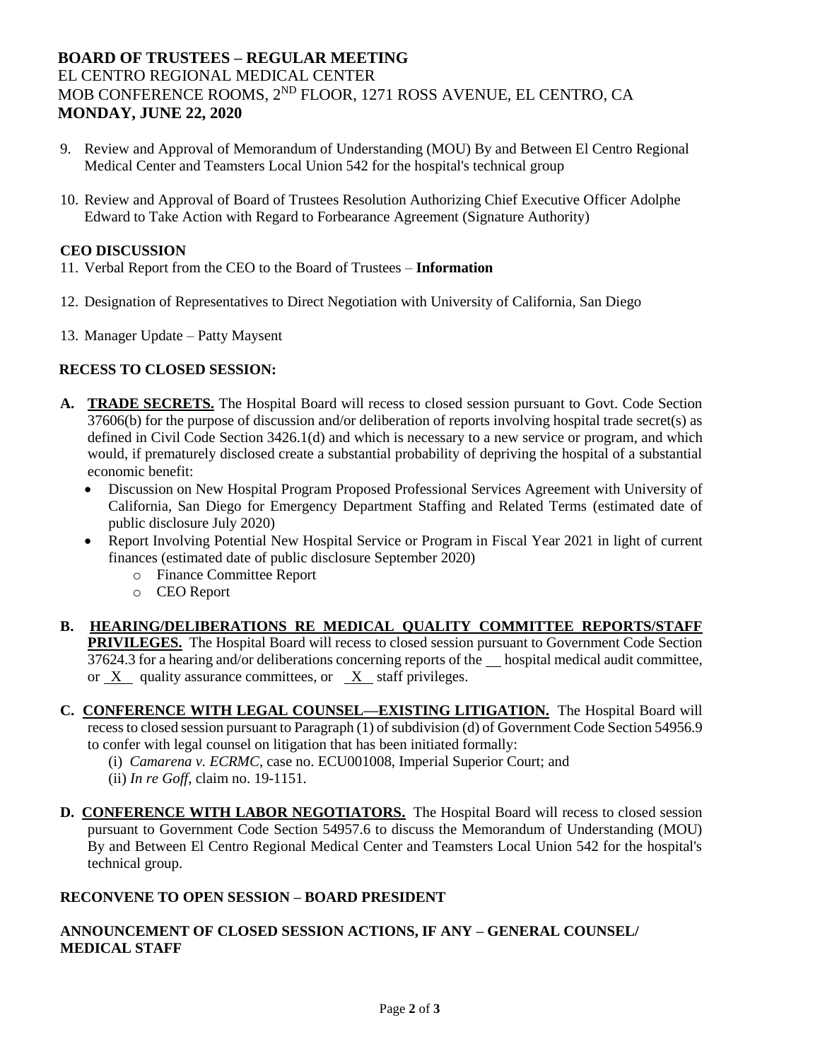**BOARD OF TRUSTEES – REGULAR MEETING**
EL CENTRO REGIONAL MEDICAL CENTER
MOB CONFERENCE ROOMS, 2ND FLOOR, 1271 ROSS AVENUE, EL CENTRO, CA
**MONDAY, JUNE 22, 2020**

9. Review and Approval of Memorandum of Understanding (MOU) By and Between El Centro Regional Medical Center and Teamsters Local Union 542 for the hospital's technical group

10. Review and Approval of Board of Trustees Resolution Authorizing Chief Executive Officer Adolphe Edward to Take Action with Regard to Forbearance Agreement (Signature Authority)

**CEO DISCUSSION**

11. Verbal Report from the CEO to the Board of Trustees – **Information**

12. Designation of Representatives to Direct Negotiation with University of California, San Diego

13. Manager Update – Patty Maysent

**RECESS TO CLOSED SESSION:**

**A. TRADE SECRETS.** The Hospital Board will recess to closed session pursuant to Govt. Code Section 37606(b) for the purpose of discussion and/or deliberation of reports involving hospital trade secret(s) as defined in Civil Code Section 3426.1(d) and which is necessary to a new service or program, and which would, if prematurely disclosed create a substantial probability of depriving the hospital of a substantial economic benefit:
   - Discussion on New Hospital Program Proposed Professional Services Agreement with University of California, San Diego for Emergency Department Staffing and Related Terms (estimated date of public disclosure July 2020)
   - Report Involving Potential New Hospital Service or Program in Fiscal Year 2021 in light of current finances (estimated date of public disclosure September 2020)
     - Finance Committee Report
     - CEO Report

**B. HEARING/DELIBERATIONS RE MEDICAL QUALITY COMMITTEE REPORTS/STAFF PRIVILEGES.** The Hospital Board will recess to closed session pursuant to Government Code Section 37624.3 for a hearing and/or deliberations concerning reports of the \_\_ hospital medical audit committee, or \_X\_ quality assurance committees, or \_X\_ staff privileges.

**C. CONFERENCE WITH LEGAL COUNSEL—EXISTING LITIGATION.** The Hospital Board will recess to closed session pursuant to Paragraph (1) of subdivision (d) of Government Code Section 54956.9 to confer with legal counsel on litigation that has been initiated formally:
   (i) *Camarena v. ECRMC*, case no. ECU001008, Imperial Superior Court; and
   (ii) *In re Goff*, claim no. 19-1151.

**D. CONFERENCE WITH LABOR NEGOTIATORS.** The Hospital Board will recess to closed session pursuant to Government Code Section 54957.6 to discuss the Memorandum of Understanding (MOU) By and Between El Centro Regional Medical Center and Teamsters Local Union 542 for the hospital's technical group.

**RECONVENE TO OPEN SESSION – BOARD PRESIDENT**

**ANNOUNCEMENT OF CLOSED SESSION ACTIONS, IF ANY – GENERAL COUNSEL/ MEDICAL STAFF**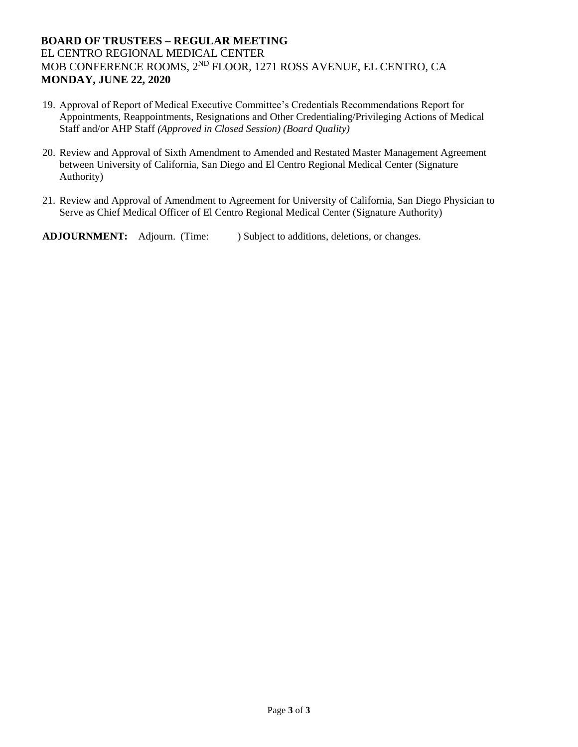**BOARD OF TRUSTEES – REGULAR MEETING**
EL CENTRO REGIONAL MEDICAL CENTER
MOB CONFERENCE ROOMS, 2ND FLOOR, 1271 ROSS AVENUE, EL CENTRO, CA
**MONDAY, JUNE 22, 2020**

19. Approval of Report of Medical Executive Committee's Credentials Recommendations Report for Appointments, Reappointments, Resignations and Other Credentialing/Privileging Actions of Medical Staff and/or AHP Staff *(Approved in Closed Session) (Board Quality)*

20. Review and Approval of Sixth Amendment to Amended and Restated Master Management Agreement between University of California, San Diego and El Centro Regional Medical Center (Signature Authority)

21. Review and Approval of Amendment to Agreement for University of California, San Diego Physician to Serve as Chief Medical Officer of El Centro Regional Medical Center (Signature Authority)

**ADJOURNMENT:** Adjourn. (Time: ) Subject to additions, deletions, or changes.